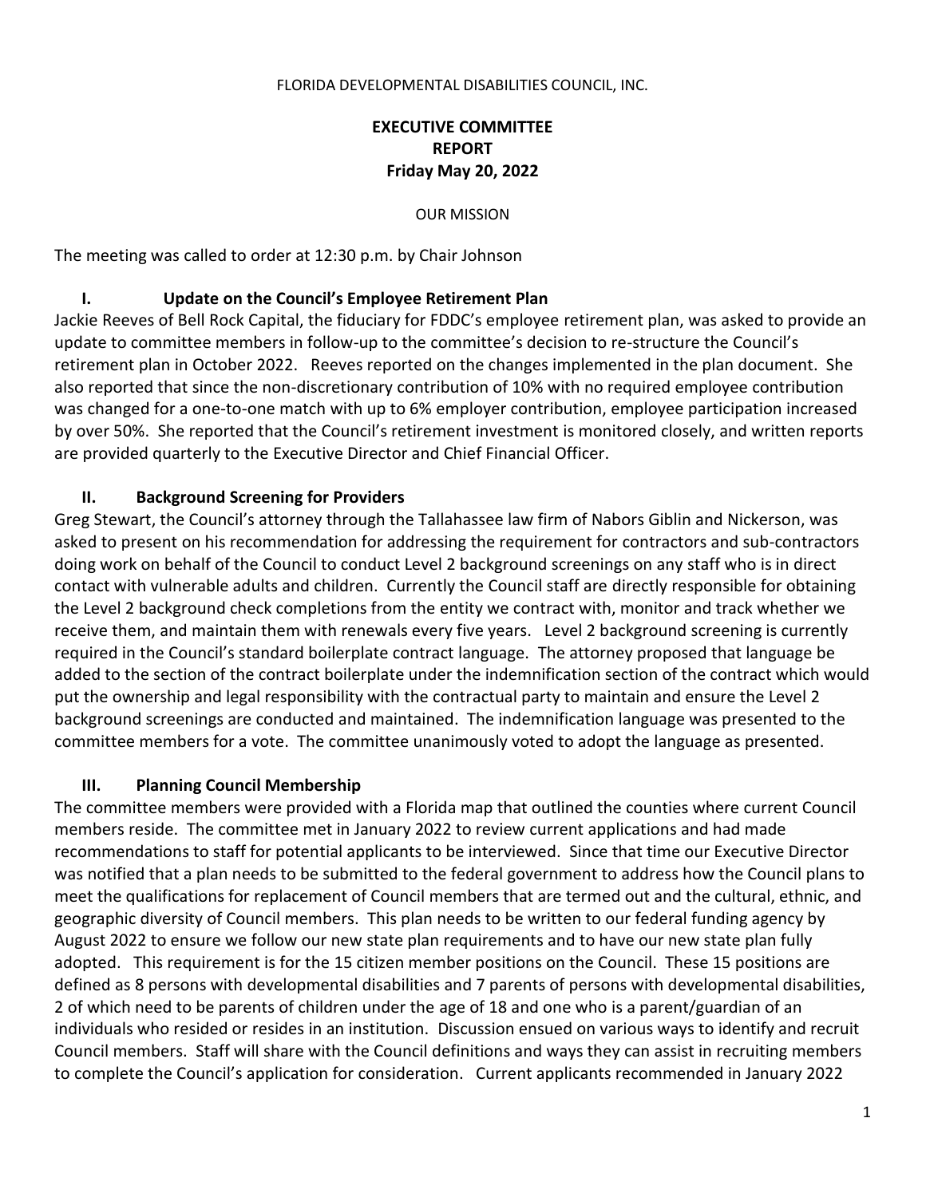FLORIDA DEVELOPMENTAL DISABILITIES COUNCIL, INC.

# EXECUTIVE COMMITTEE REPORT

## Friday May 20, 2022

OUR MISSION

The meeting was called to order at 12:30 p.m. by Chair Johnson

### I. Update on the Council's Employee Retirement Plan

Jackie Reeves of Bell Rock Capital, the fiduciary for FDDC's employee retirement plan, was asked to provide an update to committee members in follow-up to the committee's decision to re-structure the Council's retirement plan in October 2022. Reeves reported on the changes implemented in the plan document. She also reported that since the non-discretionary contribution of 10% with no required employee contribution was changed for a one-to-one match with up to 6% employer contribution, employee participation increased by over 50%. She reported that the Council's retirement investment is monitored closely, and written reports are provided quarterly to the Executive Director and Chief Financial Officer.

### II. Background Screening for Providers

Greg Stewart, the Council's attorney through the Tallahassee law firm of Nabors Giblin and Nickerson, was asked to present on his recommendation for addressing the requirement for contractors and sub-contractors doing work on behalf of the Council to conduct Level 2 background screenings on any staff who is in direct contact with vulnerable adults and children. Currently the Council staff are directly responsible for obtaining the Level 2 background check completions from the entity we contract with, monitor and track whether we receive them, and maintain them with renewals every five years. Level 2 background screening is currently required in the Council's standard boilerplate contract language. The attorney proposed that language be added to the section of the contract boilerplate under the indemnification section of the contract which would put the ownership and legal responsibility with the contractual party to maintain and ensure the Level 2 background screenings are conducted and maintained. The indemnification language was presented to the committee members for a vote. The committee unanimously voted to adopt the language as presented.

### III. Planning Council Membership

The committee members were provided with a Florida map that outlined the counties where current Council members reside. The committee met in January 2022 to review current applications and had made recommendations to staff for potential applicants to be interviewed. Since that time our Executive Director was notified that a plan needs to be submitted to the federal government to address how the Council plans to meet the qualifications for replacement of Council members that are termed out and the cultural, ethnic, and geographic diversity of Council members. This plan needs to be written to our federal funding agency by August 2022 to ensure we follow our new state plan requirements and to have our new state plan fully adopted. This requirement is for the 15 citizen member positions on the Council. These 15 positions are defined as 8 persons with developmental disabilities and 7 parents of persons with developmental disabilities, 2 of which need to be parents of children under the age of 18 and one who is a parent/guardian of an individuals who resided or resides in an institution. Discussion ensued on various ways to identify and recruit Council members. Staff will share with the Council definitions and ways they can assist in recruiting members to complete the Council's application for consideration. Current applicants recommended in January 2022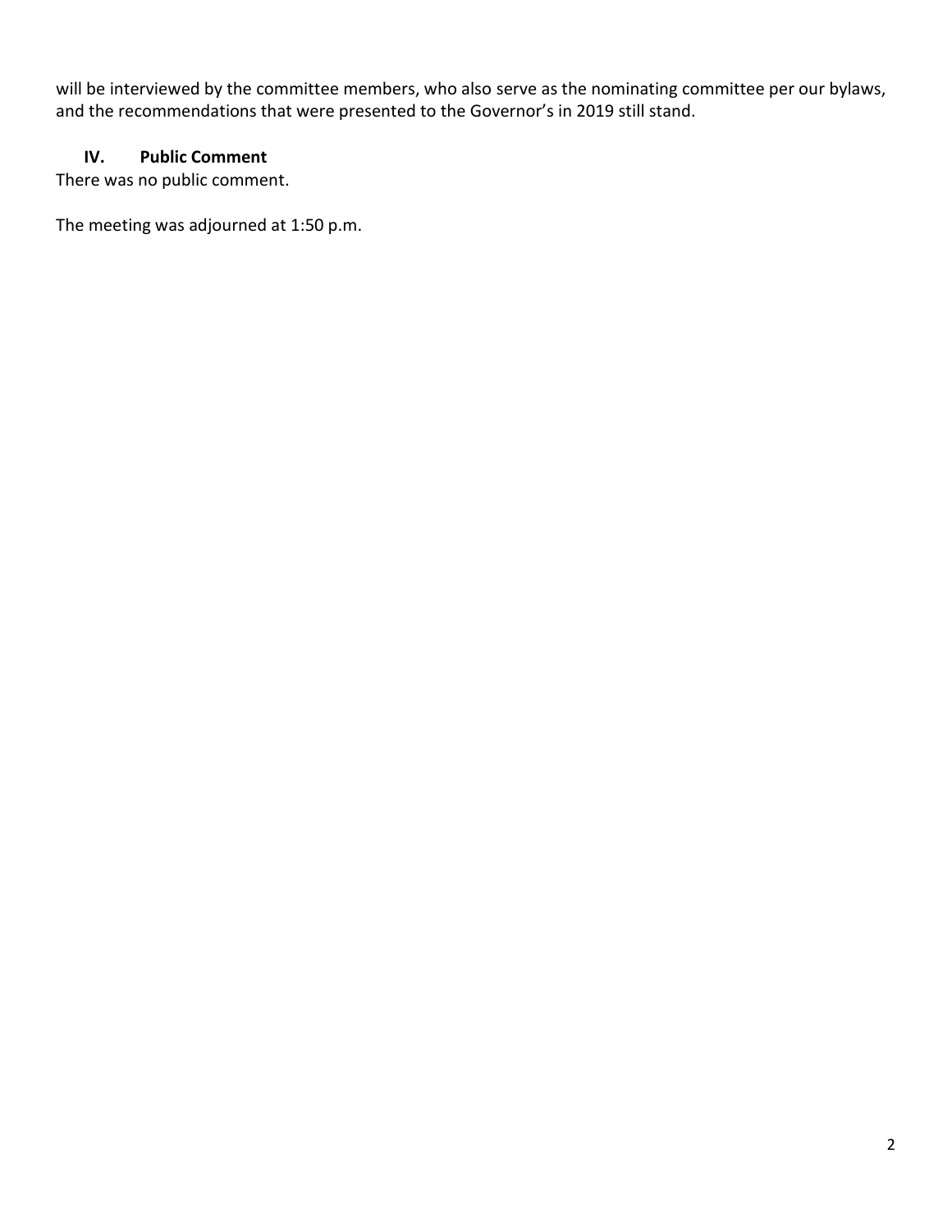will be interviewed by the committee members, who also serve as the nominating committee per our bylaws, and the recommendations that were presented to the Governor's in 2019 still stand.

## IV. Public Comment

There was no public comment.

The meeting was adjourned at 1:50 p.m.